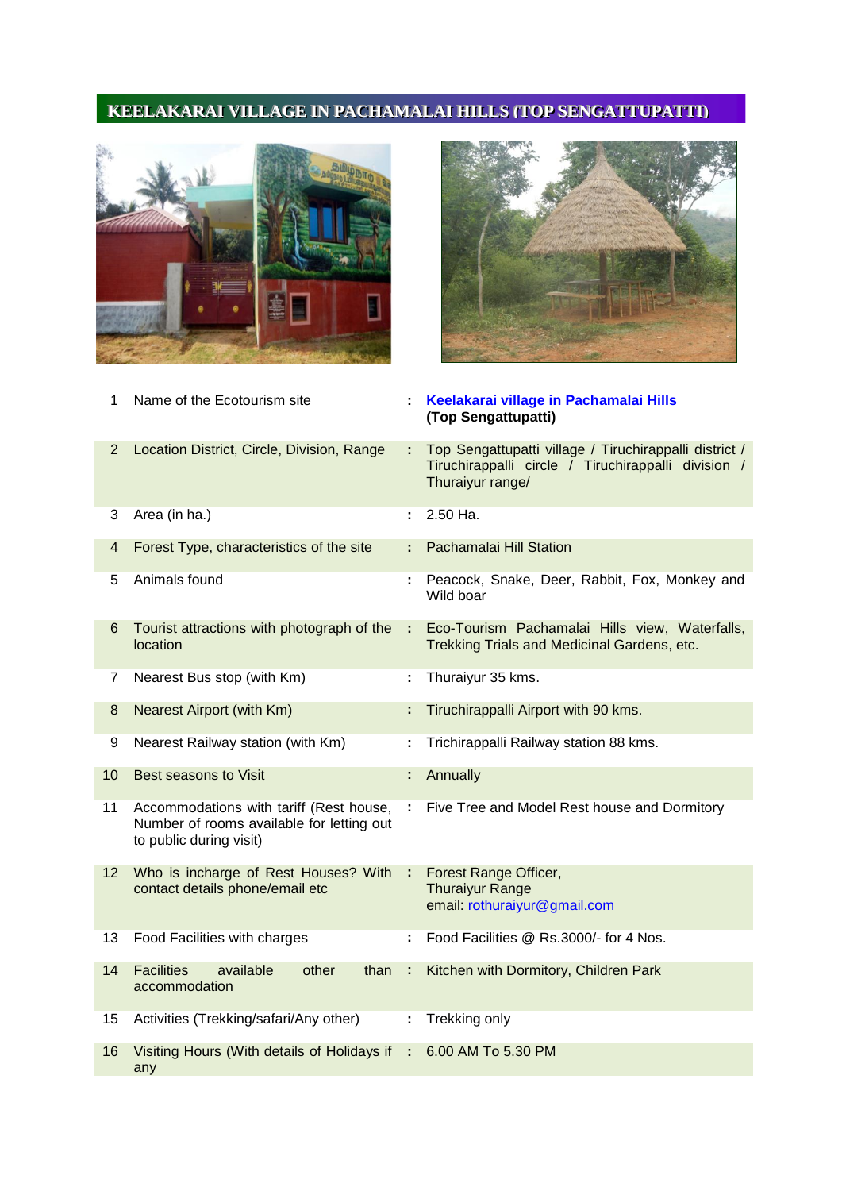# KEELAKARAI VILLAGE IN PACHAMALAI HILLS (TOP SENGATTUPATTI)

| | | | |
|---|---|---|---|
| 1 | Name of the Ecotourism site | : | **Keelakarai village in Pachamalai Hills (Top Sengattupatti)** |
| 2 | Location District, Circle, Division, Range | : | Top Sengattupatti village / Tiruchirappalli district / Tiruchirappalli circle / Tiruchirappalli division / Thuraiyur range/ |
| 3 | Area (in ha.) | : | 2.50 Ha. |
| 4 | Forest Type, characteristics of the site | : | Pachamalai Hill Station |
| 5 | Animals found | : | Peacock, Snake, Deer, Rabbit, Fox, Monkey and Wild boar |
| 6 | Tourist attractions with photograph of the location | : | Eco-Tourism Pachamalai Hills view, Waterfalls, Trekking Trials and Medicinal Gardens, etc. |
| 7 | Nearest Bus stop (with Km) | : | Thuraiyur 35 kms. |
| 8 | Nearest Airport (with Km) | : | Tiruchirappalli Airport with 90 kms. |
| 9 | Nearest Railway station (with Km) | : | Trichirappalli Railway station 88 kms. |
| 10 | Best seasons to Visit | : | Annually |
| 11 | Accommodations with tariff (Rest house, Number of rooms available for letting out to public during visit) | : | Five Tree and Model Rest house and Dormitory |
| 12 | Who is incharge of Rest Houses? With contact details phone/email etc | : | Forest Range Officer, Thuraiyur Range email: rothuraiyur@gmail.com |
| 13 | Food Facilities with charges | : | Food Facilities @ Rs.3000/- for 4 Nos. |
| 14 | Facilities available other than accommodation | : | Kitchen with Dormitory, Children Park |
| 15 | Activities (Trekking/safari/Any other) | : | Trekking only |
| 16 | Visiting Hours (With details of Holidays if any | : | 6.00 AM To 5.30 PM |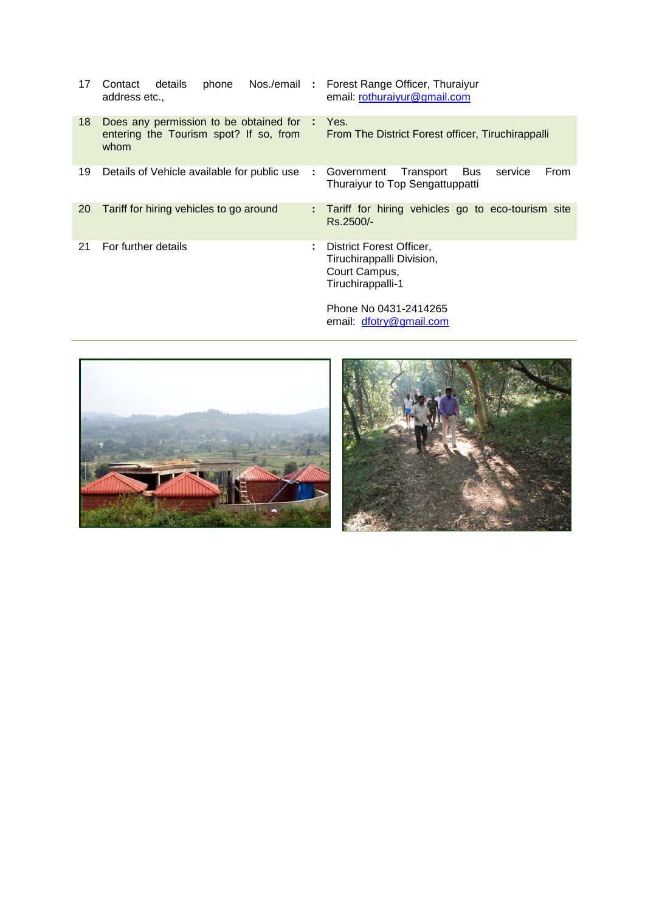| | | | |
|---|---|---|---|
| 17 | Contact details phone Nos./email address etc., | : | Forest Range Officer, Thuraiyur<br>email: rothuraiyur@gmail.com |
| 18 | Does any permission to be obtained for entering the Tourism spot? If so, from whom | : | Yes.<br>From The District Forest officer, Tiruchirappalli |
| 19 | Details of Vehicle available for public use | : | Government Transport Bus service From Thuraiyur to Top Sengattuppatti |
| 20 | Tariff for hiring vehicles to go around | : | Tariff for hiring vehicles go to eco-tourism site Rs.2500/- |
| 21 | For further details | : | District Forest Officer,<br>Tiruchirappalli Division,<br>Court Campus,<br>Tiruchirappalli-1<br><br>Phone No 0431-2414265<br>email: dfotry@gmail.com |